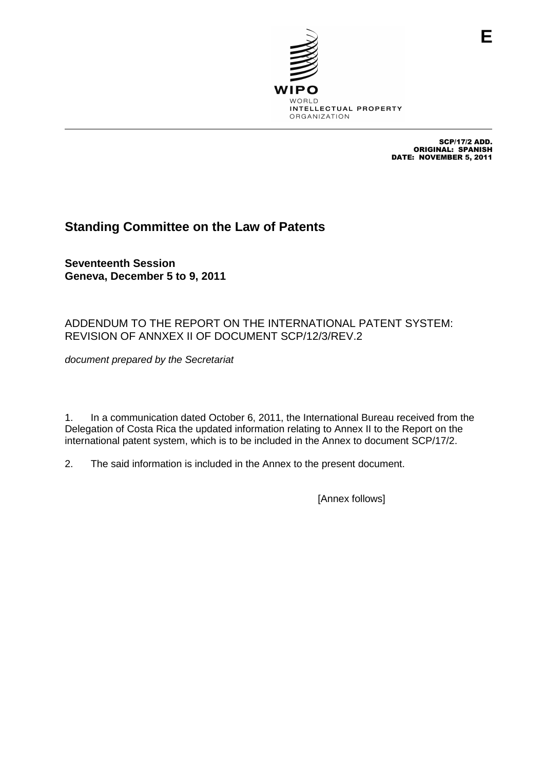E

SCP/17/2 ADD.
ORIGINAL: SPANISH
DATE: NOVEMBER 5, 2011

# Standing Committee on the Law of Patents

**Seventeenth Session**
**Geneva, December 5 to 9, 2011**

ADDENDUM TO THE REPORT ON THE INTERNATIONAL PATENT SYSTEM: REVISION OF ANNXEX II OF DOCUMENT SCP/12/3/REV.2

*document prepared by the Secretariat*

1. In a communication dated October 6, 2011, the International Bureau received from the Delegation of Costa Rica the updated information relating to Annex II to the Report on the international patent system, which is to be included in the Annex to document SCP/17/2.

2. The said information is included in the Annex to the present document.

[Annex follows]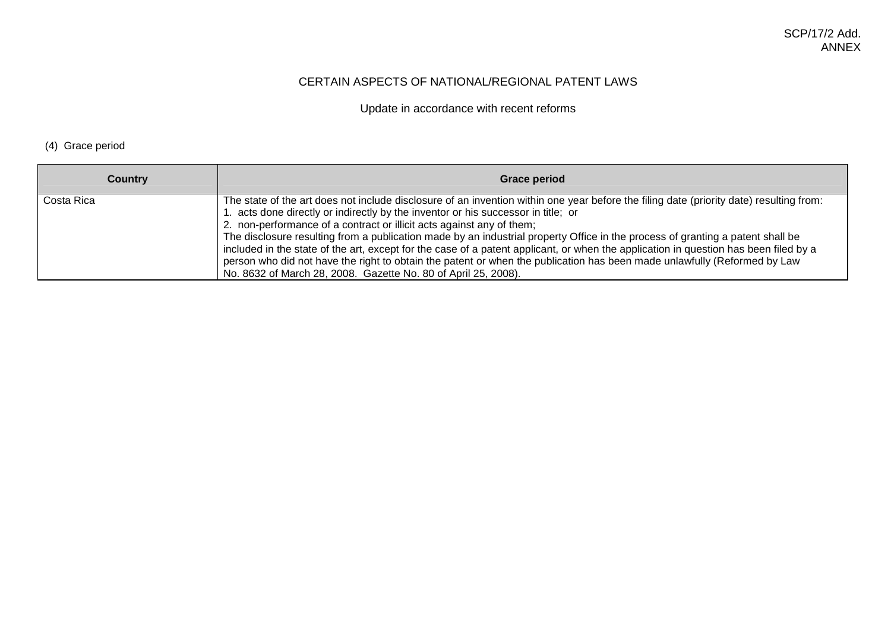# CERTAIN ASPECTS OF NATIONAL/REGIONAL PATENT LAWS

## Update in accordance with recent reforms

(4) Grace period

| Country | Grace period |
|---|---|
| Costa Rica | The state of the art does not include disclosure of an invention within one year before the filing date (priority date) resulting from:<br>1. acts done directly or indirectly by the inventor or his successor in title; or<br>2. non-performance of a contract or illicit acts against any of them;<br>The disclosure resulting from a publication made by an industrial property Office in the process of granting a patent shall be included in the state of the art, except for the case of a patent applicant, or when the application in question has been filed by a person who did not have the right to obtain the patent or when the publication has been made unlawfully (Reformed by Law No. 8632 of March 28, 2008. Gazette No. 80 of April 25, 2008). |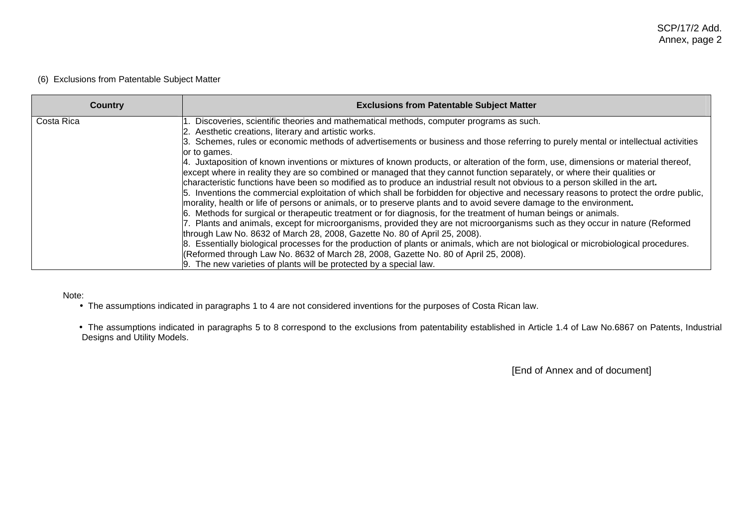(6) Exclusions from Patentable Subject Matter

| Country | Exclusions from Patentable Subject Matter |
|---|---|
| Costa Rica | 1. Discoveries, scientific theories and mathematical methods, computer programs as such.<br>2. Aesthetic creations, literary and artistic works.<br>3. Schemes, rules or economic methods of advertisements or business and those referring to purely mental or intellectual activities or to games.<br>4. Juxtaposition of known inventions or mixtures of known products, or alteration of the form, use, dimensions or material thereof, except where in reality they are so combined or managed that they cannot function separately, or where their qualities or characteristic functions have been so modified as to produce an industrial result not obvious to a person skilled in the art**.**<br>5. Inventions the commercial exploitation of which shall be forbidden for objective and necessary reasons to protect the ordre public, morality, health or life of persons or animals, or to preserve plants and to avoid severe damage to the environment**.**<br>6. Methods for surgical or therapeutic treatment or for diagnosis, for the treatment of human beings or animals.<br>7. Plants and animals, except for microorganisms, provided they are not microorganisms such as they occur in nature (Reformed through Law No. 8632 of March 28, 2008, Gazette No. 80 of April 25, 2008).<br>8. Essentially biological processes for the production of plants or animals, which are not biological or microbiological procedures. (Reformed through Law No. 8632 of March 28, 2008, Gazette No. 80 of April 25, 2008).<br>9. The new varieties of plants will be protected by a special law. |

Note:

- The assumptions indicated in paragraphs 1 to 4 are not considered inventions for the purposes of Costa Rican law.
- The assumptions indicated in paragraphs 5 to 8 correspond to the exclusions from patentability established in Article 1.4 of Law No.6867 on Patents, Industrial Designs and Utility Models.

[End of Annex and of document]